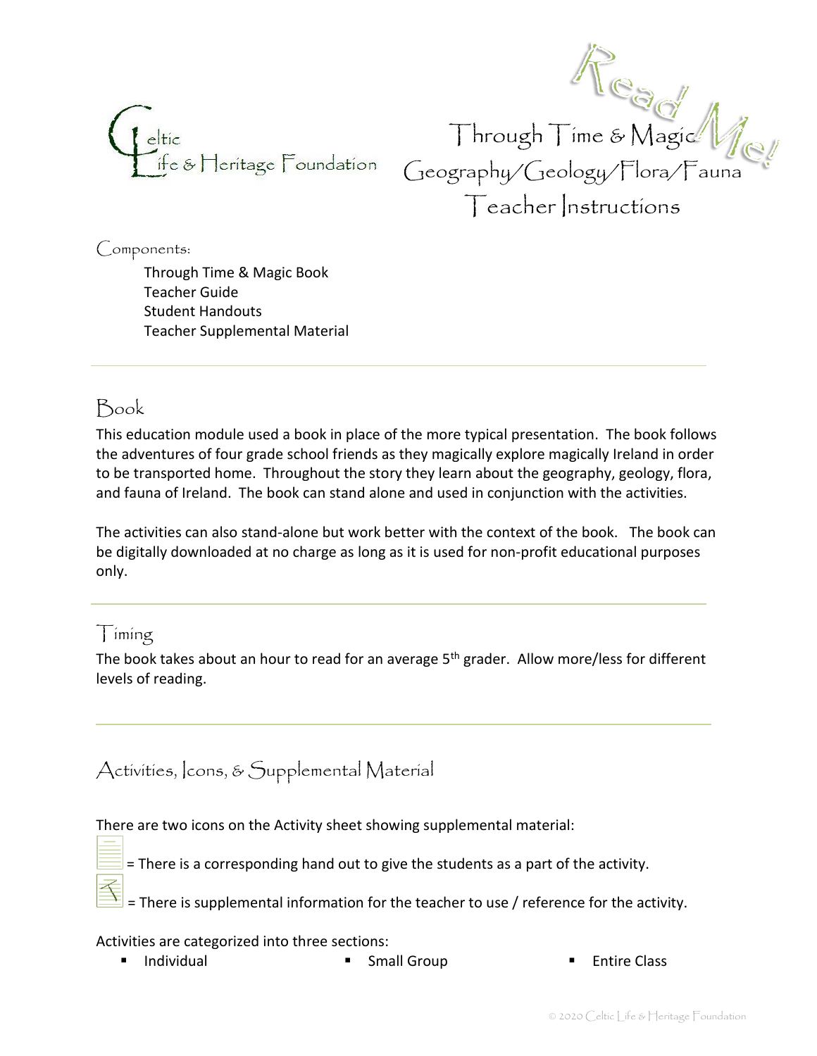Celtic Life & Heritage Foundation

# Through Time & Magic
## Geography/Geology/Flora/Fauna
## Teacher Instructions

Read Me!

Components:

- Through Time & Magic Book
- Teacher Guide
- Student Handouts
- Teacher Supplemental Material

---

## Book

This education module used a book in place of the more typical presentation. The book follows the adventures of four grade school friends as they magically explore magically Ireland in order to be transported home. Throughout the story they learn about the geography, geology, flora, and fauna of Ireland. The book can stand alone and used in conjunction with the activities.

The activities can also stand-alone but work better with the context of the book. The book can be digitally downloaded at no charge as long as it is used for non-profit educational purposes only.

---

## Timing

The book takes about an hour to read for an average 5th grader. Allow more/less for different levels of reading.

---

## Activities, Icons, & Supplemental Material

There are two icons on the Activity sheet showing supplemental material:

= There is a corresponding hand out to give the students as a part of the activity.

= There is supplemental information for the teacher to use / reference for the activity.

Activities are categorized into three sections:

- Individual
- Small Group
- Entire Class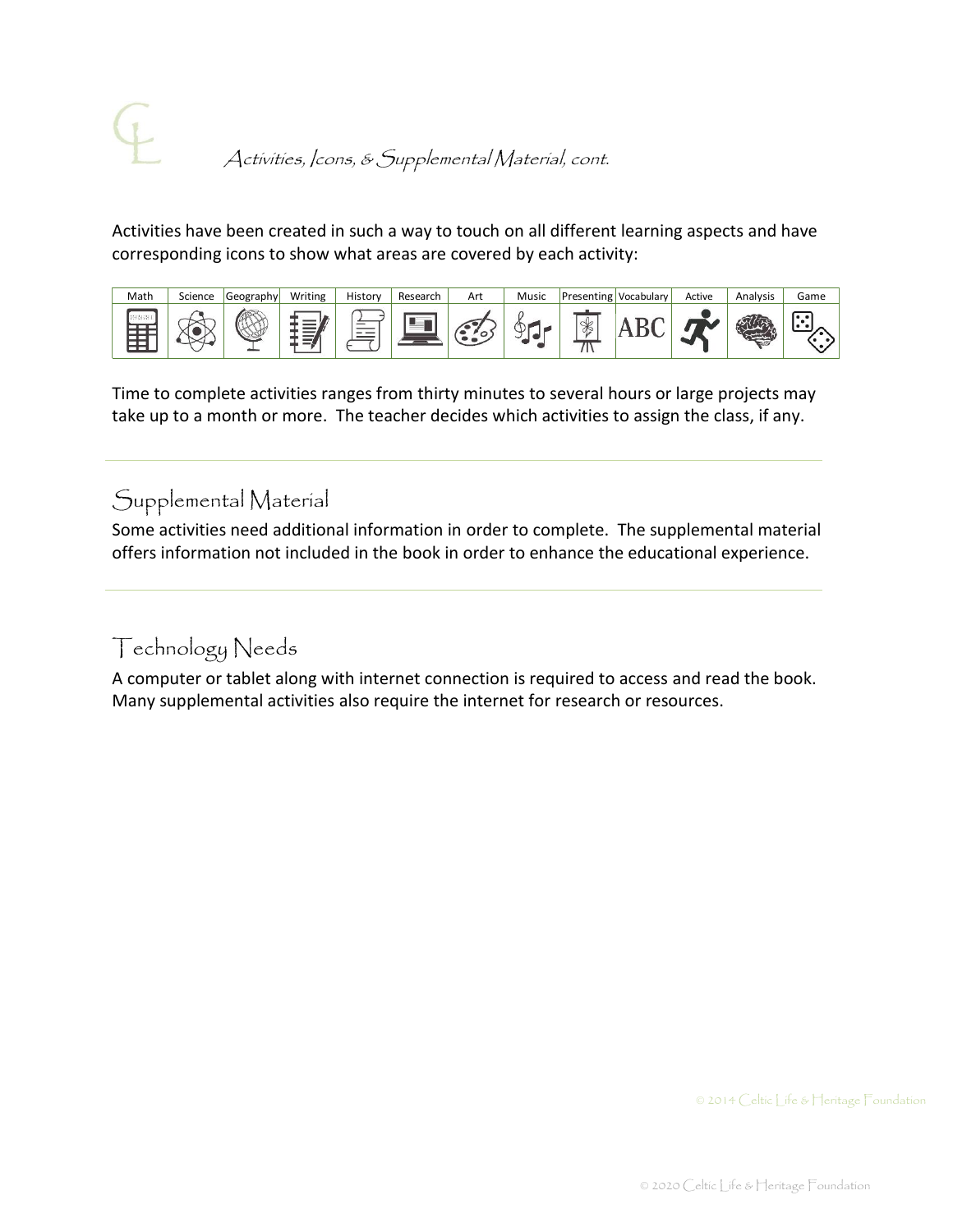Activities, Icons, & Supplemental Material, cont.

Activities have been created in such a way to touch on all different learning aspects and have corresponding icons to show what areas are covered by each activity:

| Math | Science | Geography | Writing | History | Research | Art | Music | Presenting | Vocabulary | Active | Analysis | Game |
|---|---|---|---|---|---|---|---|---|---|---|---|---|
| | | | | | | | | | ABC | | | |

Time to complete activities ranges from thirty minutes to several hours or large projects may take up to a month or more. The teacher decides which activities to assign the class, if any.

## Supplemental Material

Some activities need additional information in order to complete. The supplemental material offers information not included in the book in order to enhance the educational experience.

## Technology Needs

A computer or tablet along with internet connection is required to access and read the book. Many supplemental activities also require the internet for research or resources.